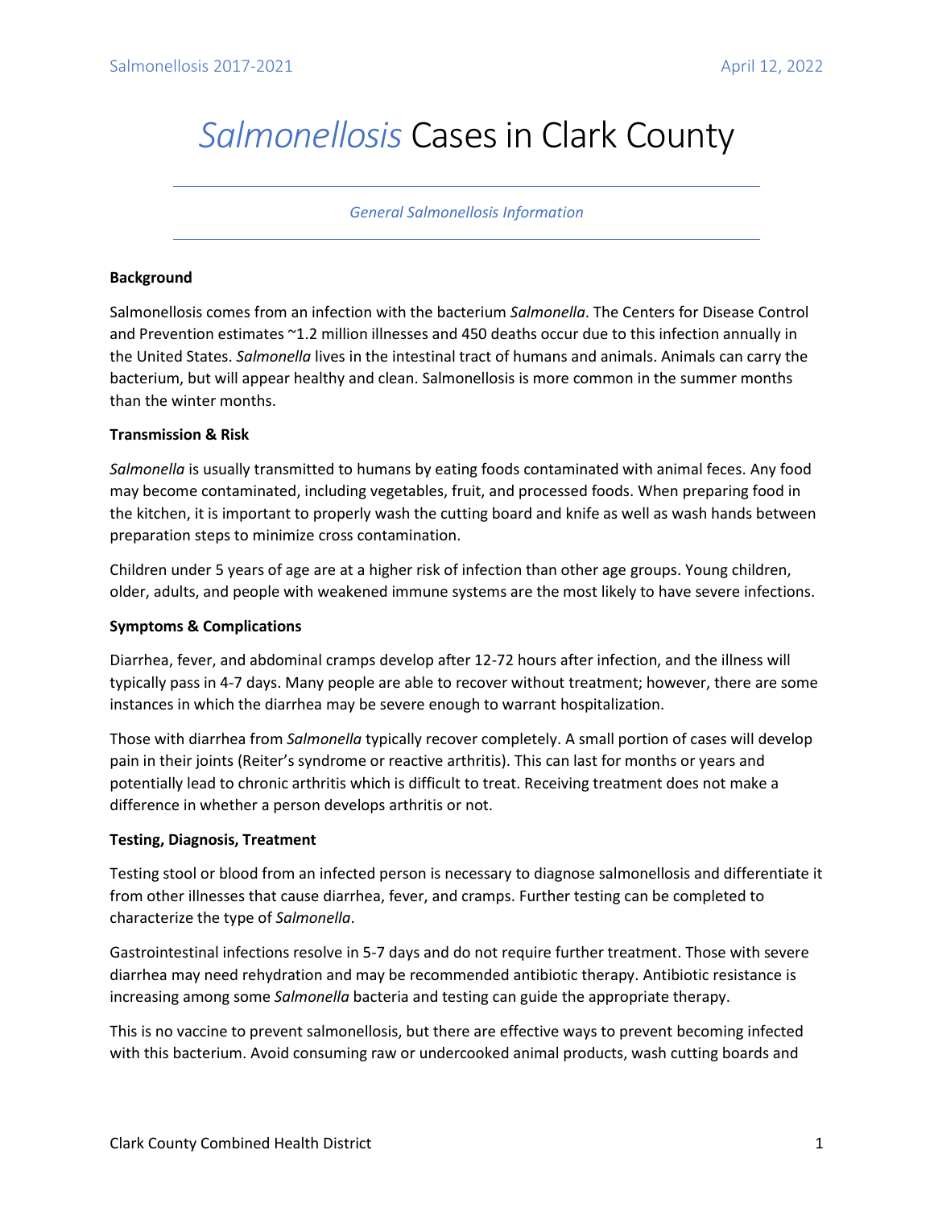# *Salmonellosis* Cases in Clark County

*General Salmonellosis Information*

**Background**

Salmonellosis comes from an infection with the bacterium *Salmonella*. The Centers for Disease Control and Prevention estimates ~1.2 million illnesses and 450 deaths occur due to this infection annually in the United States. *Salmonella* lives in the intestinal tract of humans and animals. Animals can carry the bacterium, but will appear healthy and clean. Salmonellosis is more common in the summer months than the winter months.

**Transmission & Risk**

*Salmonella* is usually transmitted to humans by eating foods contaminated with animal feces. Any food may become contaminated, including vegetables, fruit, and processed foods. When preparing food in the kitchen, it is important to properly wash the cutting board and knife as well as wash hands between preparation steps to minimize cross contamination.

Children under 5 years of age are at a higher risk of infection than other age groups. Young children, older, adults, and people with weakened immune systems are the most likely to have severe infections.

**Symptoms & Complications**

Diarrhea, fever, and abdominal cramps develop after 12-72 hours after infection, and the illness will typically pass in 4-7 days. Many people are able to recover without treatment; however, there are some instances in which the diarrhea may be severe enough to warrant hospitalization.

Those with diarrhea from *Salmonella* typically recover completely. A small portion of cases will develop pain in their joints (Reiter's syndrome or reactive arthritis). This can last for months or years and potentially lead to chronic arthritis which is difficult to treat. Receiving treatment does not make a difference in whether a person develops arthritis or not.

**Testing, Diagnosis, Treatment**

Testing stool or blood from an infected person is necessary to diagnose salmonellosis and differentiate it from other illnesses that cause diarrhea, fever, and cramps. Further testing can be completed to characterize the type of *Salmonella*.

Gastrointestinal infections resolve in 5-7 days and do not require further treatment. Those with severe diarrhea may need rehydration and may be recommended antibiotic therapy. Antibiotic resistance is increasing among some *Salmonella* bacteria and testing can guide the appropriate therapy.

This is no vaccine to prevent salmonellosis, but there are effective ways to prevent becoming infected with this bacterium. Avoid consuming raw or undercooked animal products, wash cutting boards and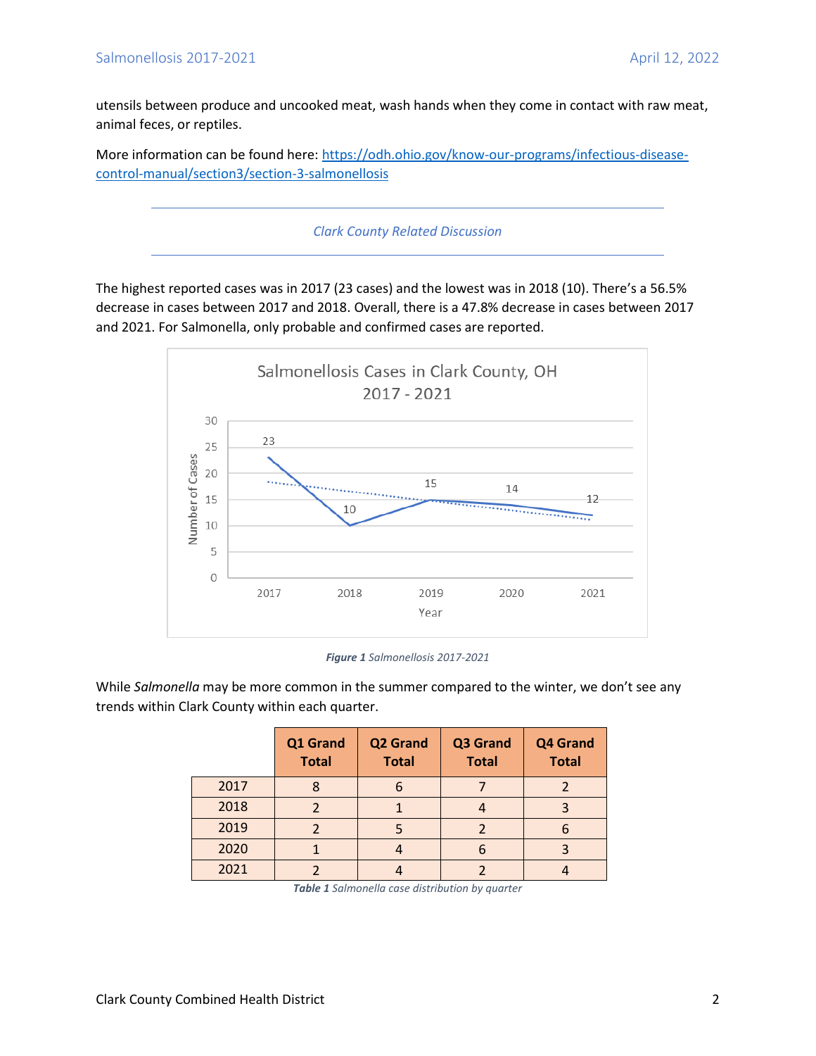utensils between produce and uncooked meat, wash hands when they come in contact with raw meat, animal feces, or reptiles.

More information can be found here: [https://odh.ohio.gov/know-our-programs/infectious-disease-control-manual/section3/section-3-salmonellosis](https://odh.ohio.gov/know-our-programs/infectious-disease-control-manual/section3/section-3-salmonellosis)

---

*Clark County Related Discussion*

---

The highest reported cases was in 2017 (23 cases) and the lowest was in 2018 (10). There's a 56.5% decrease in cases between 2017 and 2018. Overall, there is a 47.8% decrease in cases between 2017 and 2021. For Salmonella, only probable and confirmed cases are reported.

Salmonellosis Cases in Clark County, OH
2017 - 2021

Number of Cases
30
25
20
15
10
5
0

23
10
15
14
12

2017
2018
2019
2020
2021
Year

***Figure 1*** *Salmonellosis 2017-2021*

While *Salmonella* may be more common in the summer compared to the winter, we don't see any trends within Clark County within each quarter.

| | Q1 Grand Total | Q2 Grand Total | Q3 Grand Total | Q4 Grand Total |
|---|---|---|---|---|
| 2017 | 8 | 6 | 7 | 2 |
| 2018 | 2 | 1 | 4 | 3 |
| 2019 | 2 | 5 | 2 | 6 |
| 2020 | 1 | 4 | 6 | 3 |
| 2021 | 2 | 4 | 2 | 4 |

***Table 1*** *Salmonella case distribution by quarter*